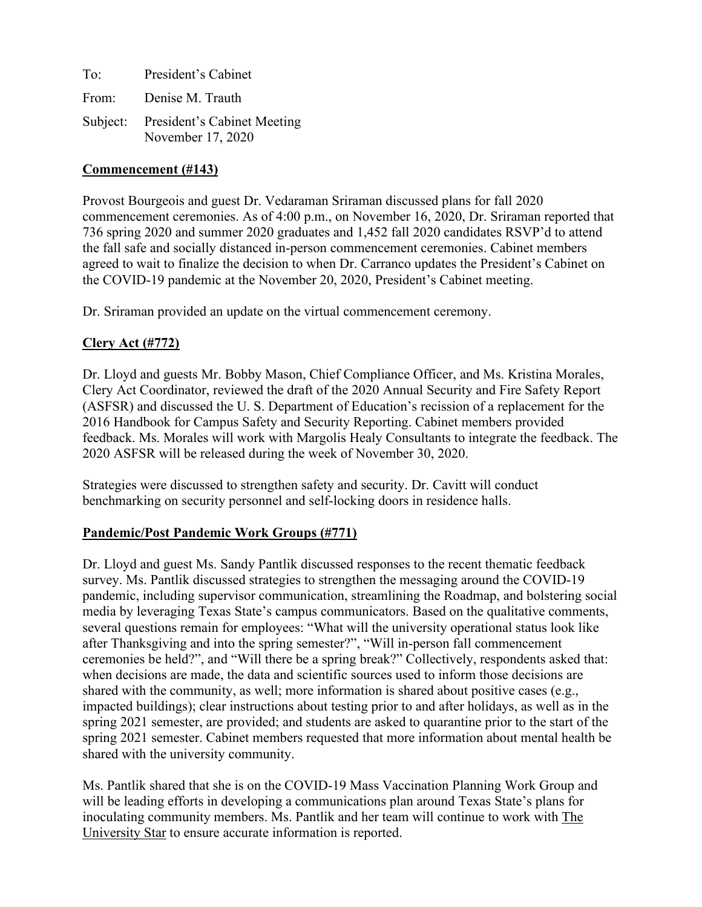To: President's Cabinet

From: Denise M. Trauth

Subject: President's Cabinet Meeting
November 17, 2020

**<u>Commencement (#143)</u>**

Provost Bourgeois and guest Dr. Vedaraman Sriraman discussed plans for fall 2020 commencement ceremonies. As of 4:00 p.m., on November 16, 2020, Dr. Sriraman reported that 736 spring 2020 and summer 2020 graduates and 1,452 fall 2020 candidates RSVP'd to attend the fall safe and socially distanced in-person commencement ceremonies. Cabinet members agreed to wait to finalize the decision to when Dr. Carranco updates the President's Cabinet on the COVID-19 pandemic at the November 20, 2020, President's Cabinet meeting.

Dr. Sriraman provided an update on the virtual commencement ceremony.

**<u>Clery Act (#772)</u>**

Dr. Lloyd and guests Mr. Bobby Mason, Chief Compliance Officer, and Ms. Kristina Morales, Clery Act Coordinator, reviewed the draft of the 2020 Annual Security and Fire Safety Report (ASFSR) and discussed the U. S. Department of Education's recission of a replacement for the 2016 Handbook for Campus Safety and Security Reporting. Cabinet members provided feedback. Ms. Morales will work with Margolis Healy Consultants to integrate the feedback. The 2020 ASFSR will be released during the week of November 30, 2020.

Strategies were discussed to strengthen safety and security. Dr. Cavitt will conduct benchmarking on security personnel and self-locking doors in residence halls.

**<u>Pandemic/Post Pandemic Work Groups (#771)</u>**

Dr. Lloyd and guest Ms. Sandy Pantlik discussed responses to the recent thematic feedback survey. Ms. Pantlik discussed strategies to strengthen the messaging around the COVID-19 pandemic, including supervisor communication, streamlining the Roadmap, and bolstering social media by leveraging Texas State's campus communicators. Based on the qualitative comments, several questions remain for employees: "What will the university operational status look like after Thanksgiving and into the spring semester?", "Will in-person fall commencement ceremonies be held?", and "Will there be a spring break?" Collectively, respondents asked that: when decisions are made, the data and scientific sources used to inform those decisions are shared with the community, as well; more information is shared about positive cases (e.g., impacted buildings); clear instructions about testing prior to and after holidays, as well as in the spring 2021 semester, are provided; and students are asked to quarantine prior to the start of the spring 2021 semester. Cabinet members requested that more information about mental health be shared with the university community.

Ms. Pantlik shared that she is on the COVID-19 Mass Vaccination Planning Work Group and will be leading efforts in developing a communications plan around Texas State's plans for inoculating community members. Ms. Pantlik and her team will continue to work with <u>The University Star</u> to ensure accurate information is reported.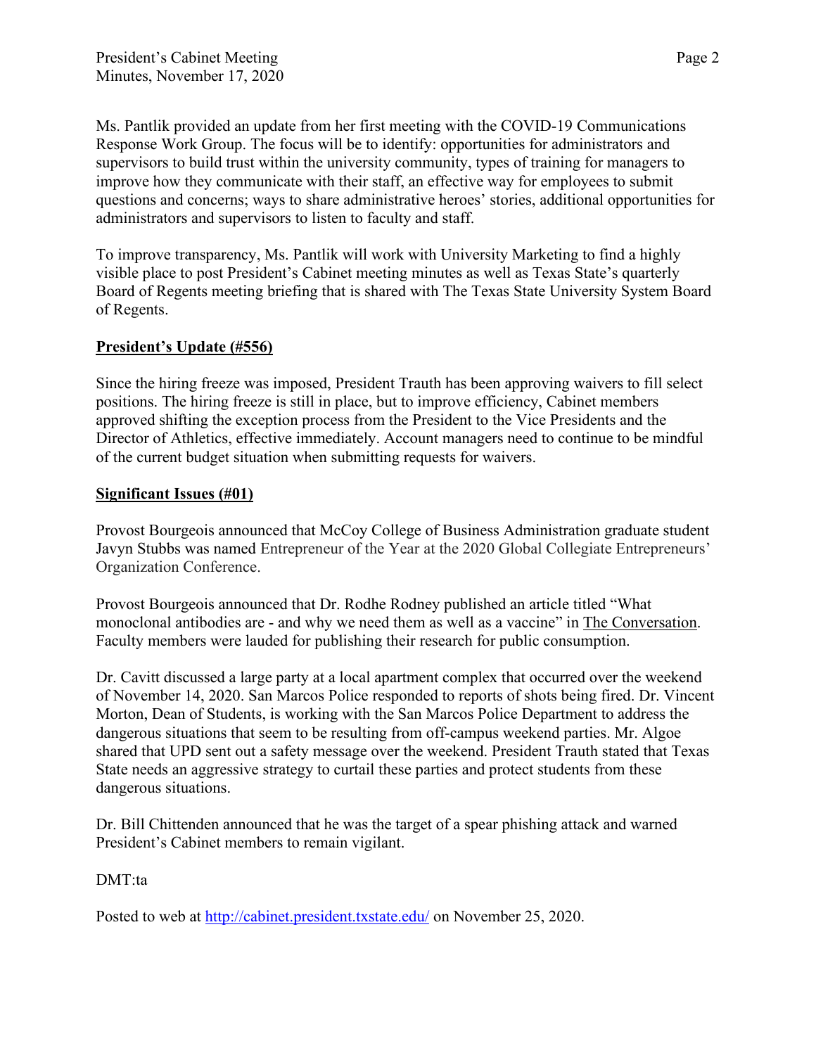Ms. Pantlik provided an update from her first meeting with the COVID-19 Communications Response Work Group. The focus will be to identify: opportunities for administrators and supervisors to build trust within the university community, types of training for managers to improve how they communicate with their staff, an effective way for employees to submit questions and concerns; ways to share administrative heroes' stories, additional opportunities for administrators and supervisors to listen to faculty and staff.

To improve transparency, Ms. Pantlik will work with University Marketing to find a highly visible place to post President's Cabinet meeting minutes as well as Texas State's quarterly Board of Regents meeting briefing that is shared with The Texas State University System Board of Regents.

**President's Update (#556)**

Since the hiring freeze was imposed, President Trauth has been approving waivers to fill select positions. The hiring freeze is still in place, but to improve efficiency, Cabinet members approved shifting the exception process from the President to the Vice Presidents and the Director of Athletics, effective immediately. Account managers need to continue to be mindful of the current budget situation when submitting requests for waivers.

**Significant Issues (#01)**

Provost Bourgeois announced that McCoy College of Business Administration graduate student Javyn Stubbs was named Entrepreneur of the Year at the 2020 Global Collegiate Entrepreneurs' Organization Conference.

Provost Bourgeois announced that Dr. Rodhe Rodney published an article titled "What monoclonal antibodies are - and why we need them as well as a vaccine" in The Conversation. Faculty members were lauded for publishing their research for public consumption.

Dr. Cavitt discussed a large party at a local apartment complex that occurred over the weekend of November 14, 2020. San Marcos Police responded to reports of shots being fired. Dr. Vincent Morton, Dean of Students, is working with the San Marcos Police Department to address the dangerous situations that seem to be resulting from off-campus weekend parties. Mr. Algoe shared that UPD sent out a safety message over the weekend. President Trauth stated that Texas State needs an aggressive strategy to curtail these parties and protect students from these dangerous situations.

Dr. Bill Chittenden announced that he was the target of a spear phishing attack and warned President's Cabinet members to remain vigilant.

DMT:ta

Posted to web at http://cabinet.president.txstate.edu/ on November 25, 2020.